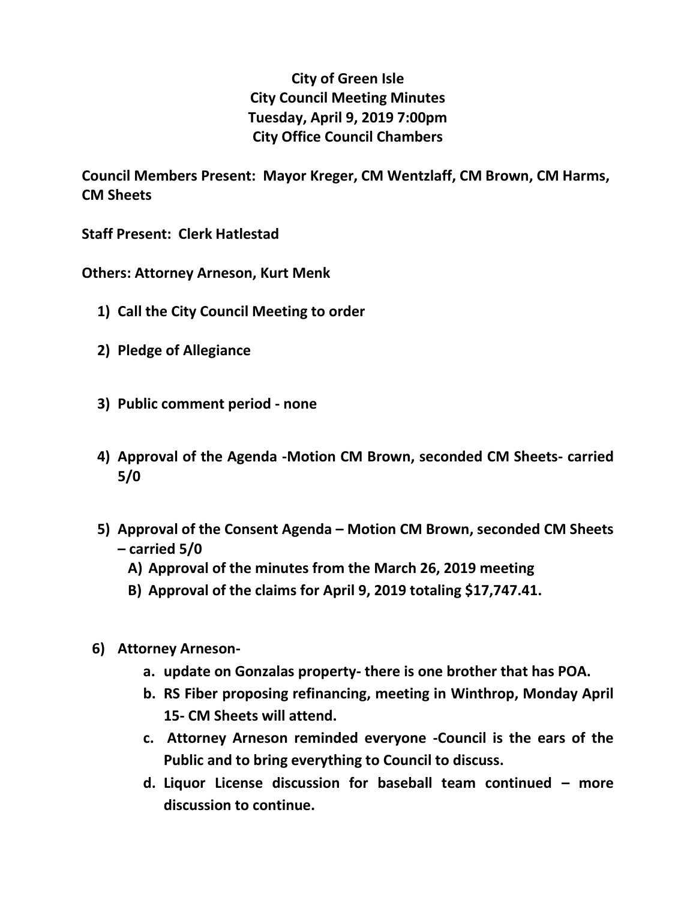# City of Green Isle
# City Council Meeting Minutes
# Tuesday, April 9, 2019 7:00pm
# City Office Council Chambers

**Council Members Present: Mayor Kreger, CM Wentzlaff, CM Brown, CM Harms, CM Sheets**

**Staff Present: Clerk Hatlestad**

**Others: Attorney Arneson, Kurt Menk**

1) **Call the City Council Meeting to order**

2) **Pledge of Allegiance**

3) **Public comment period - none**

4) **Approval of the Agenda -Motion CM Brown, seconded CM Sheets- carried 5/0**

5) **Approval of the Consent Agenda – Motion CM Brown, seconded CM Sheets – carried 5/0**
   - A) **Approval of the minutes from the March 26, 2019 meeting**
   - B) **Approval of the claims for April 9, 2019 totaling $17,747.41.**

6) **Attorney Arneson-**
   - a. **update on Gonzalas property- there is one brother that has POA.**
   - b. **RS Fiber proposing refinancing, meeting in Winthrop, Monday April 15- CM Sheets will attend.**
   - c. **Attorney Arneson reminded everyone -Council is the ears of the Public and to bring everything to Council to discuss.**
   - d. **Liquor License discussion for baseball team continued – more discussion to continue.**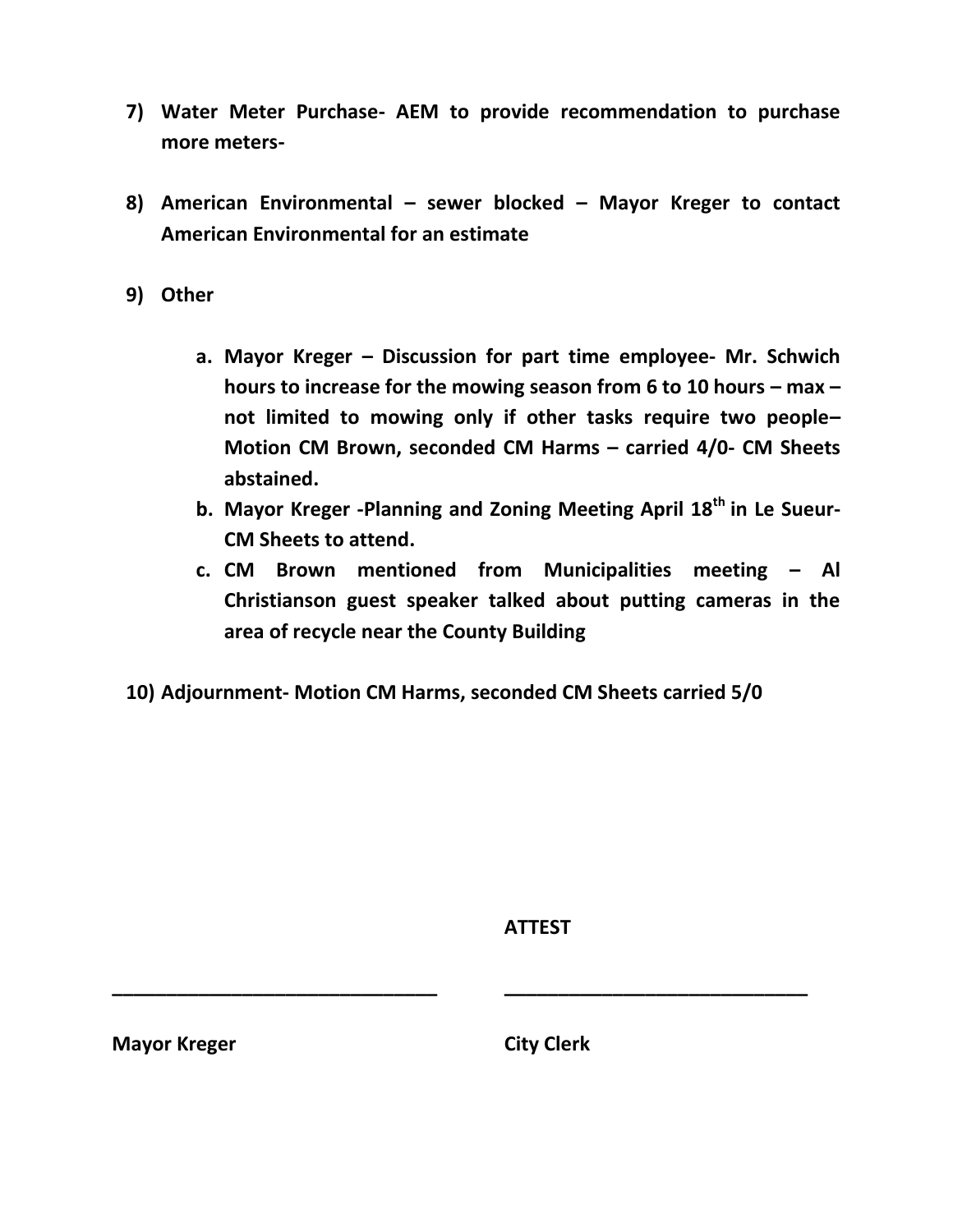7) **Water Meter Purchase- AEM to provide recommendation to purchase more meters-**

8) **American Environmental – sewer blocked – Mayor Kreger to contact American Environmental for an estimate**

9) **Other**

   a. **Mayor Kreger – Discussion for part time employee- Mr. Schwich hours to increase for the mowing season from 6 to 10 hours – max – not limited to mowing only if other tasks require two people– Motion CM Brown, seconded CM Harms – carried 4/0- CM Sheets abstained.**
   b. **Mayor Kreger -Planning and Zoning Meeting April 18th in Le Sueur- CM Sheets to attend.**
   c. **CM Brown mentioned from Municipalities meeting – Al Christianson guest speaker talked about putting cameras in the area of recycle near the County Building**

10) **Adjournment- Motion CM Harms, seconded CM Sheets carried 5/0**

**ATTEST**

\_\_\_\_\_\_\_\_\_\_\_\_\_\_\_\_\_\_\_\_\_\_\_\_\_\_\_\_\_\_\_\_ \_\_\_\_\_\_\_\_\_\_\_\_\_\_\_\_\_\_\_\_\_\_\_\_\_\_\_\_\_\_

**Mayor Kreger** **City Clerk**